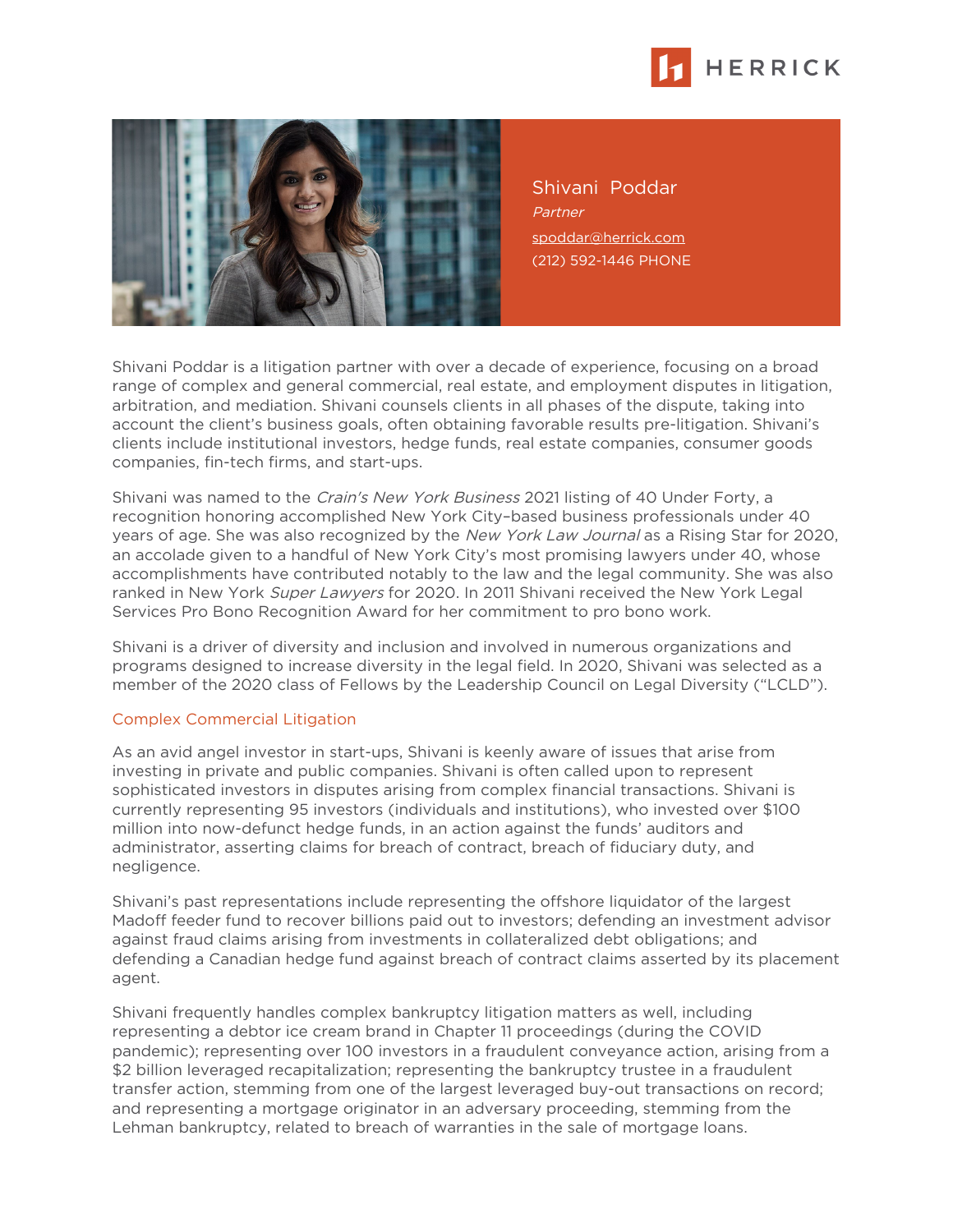HERRICK

# Shivani Poddar

*Partner*

spoddar@herrick.com

(212) 592-1446 PHONE

Shivani Poddar is a litigation partner with over a decade of experience, focusing on a broad range of complex and general commercial, real estate, and employment disputes in litigation, arbitration, and mediation. Shivani counsels clients in all phases of the dispute, taking into account the client's business goals, often obtaining favorable results pre-litigation. Shivani's clients include institutional investors, hedge funds, real estate companies, consumer goods companies, fin-tech firms, and start-ups.

Shivani was named to the *Crain's New York Business* 2021 listing of 40 Under Forty, a recognition honoring accomplished New York City–based business professionals under 40 years of age. She was also recognized by the *New York Law Journal* as a Rising Star for 2020, an accolade given to a handful of New York City's most promising lawyers under 40, whose accomplishments have contributed notably to the law and the legal community. She was also ranked in New York *Super Lawyers* for 2020. In 2011 Shivani received the New York Legal Services Pro Bono Recognition Award for her commitment to pro bono work.

Shivani is a driver of diversity and inclusion and involved in numerous organizations and programs designed to increase diversity in the legal field. In 2020, Shivani was selected as a member of the 2020 class of Fellows by the Leadership Council on Legal Diversity ("LCLD").

## Complex Commercial Litigation

As an avid angel investor in start-ups, Shivani is keenly aware of issues that arise from investing in private and public companies. Shivani is often called upon to represent sophisticated investors in disputes arising from complex financial transactions. Shivani is currently representing 95 investors (individuals and institutions), who invested over $100 million into now-defunct hedge funds, in an action against the funds' auditors and administrator, asserting claims for breach of contract, breach of fiduciary duty, and negligence.

Shivani's past representations include representing the offshore liquidator of the largest Madoff feeder fund to recover billions paid out to investors; defending an investment advisor against fraud claims arising from investments in collateralized debt obligations; and defending a Canadian hedge fund against breach of contract claims asserted by its placement agent.

Shivani frequently handles complex bankruptcy litigation matters as well, including representing a debtor ice cream brand in Chapter 11 proceedings (during the COVID pandemic); representing over 100 investors in a fraudulent conveyance action, arising from a $2 billion leveraged recapitalization; representing the bankruptcy trustee in a fraudulent transfer action, stemming from one of the largest leveraged buy-out transactions on record; and representing a mortgage originator in an adversary proceeding, stemming from the Lehman bankruptcy, related to breach of warranties in the sale of mortgage loans.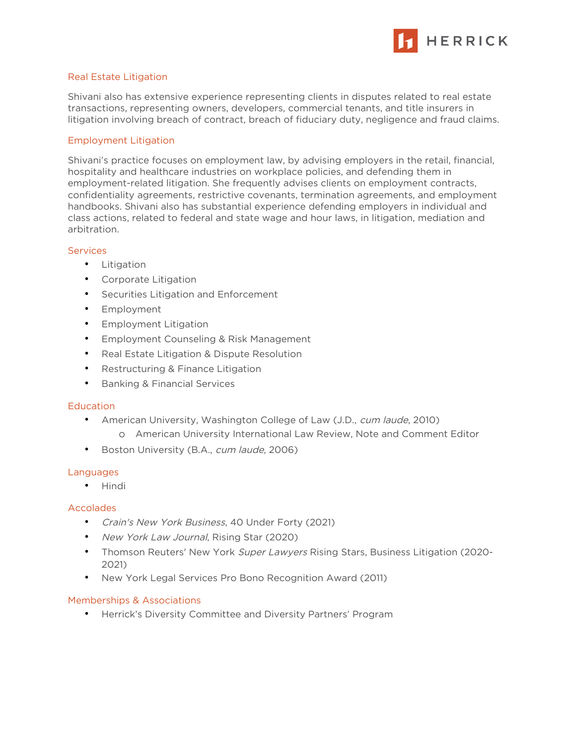## Real Estate Litigation

Shivani also has extensive experience representing clients in disputes related to real estate transactions, representing owners, developers, commercial tenants, and title insurers in litigation involving breach of contract, breach of fiduciary duty, negligence and fraud claims.

## Employment Litigation

Shivani's practice focuses on employment law, by advising employers in the retail, financial, hospitality and healthcare industries on workplace policies, and defending them in employment-related litigation. She frequently advises clients on employment contracts, confidentiality agreements, restrictive covenants, termination agreements, and employment handbooks. Shivani also has substantial experience defending employers in individual and class actions, related to federal and state wage and hour laws, in litigation, mediation and arbitration.

## Services

- Litigation
- Corporate Litigation
- Securities Litigation and Enforcement
- Employment
- Employment Litigation
- Employment Counseling & Risk Management
- Real Estate Litigation & Dispute Resolution
- Restructuring & Finance Litigation
- Banking & Financial Services

## Education

- American University, Washington College of Law (J.D., *cum laude*, 2010)
  - American University International Law Review, Note and Comment Editor
- Boston University (B.A., *cum laude*, 2006)

## Languages

- Hindi

## Accolades

- *Crain's New York Business*, 40 Under Forty (2021)
- *New York Law Journal*, Rising Star (2020)
- Thomson Reuters' New York *Super Lawyers* Rising Stars, Business Litigation (2020-2021)
- New York Legal Services Pro Bono Recognition Award (2011)

## Memberships & Associations

- Herrick's Diversity Committee and Diversity Partners' Program